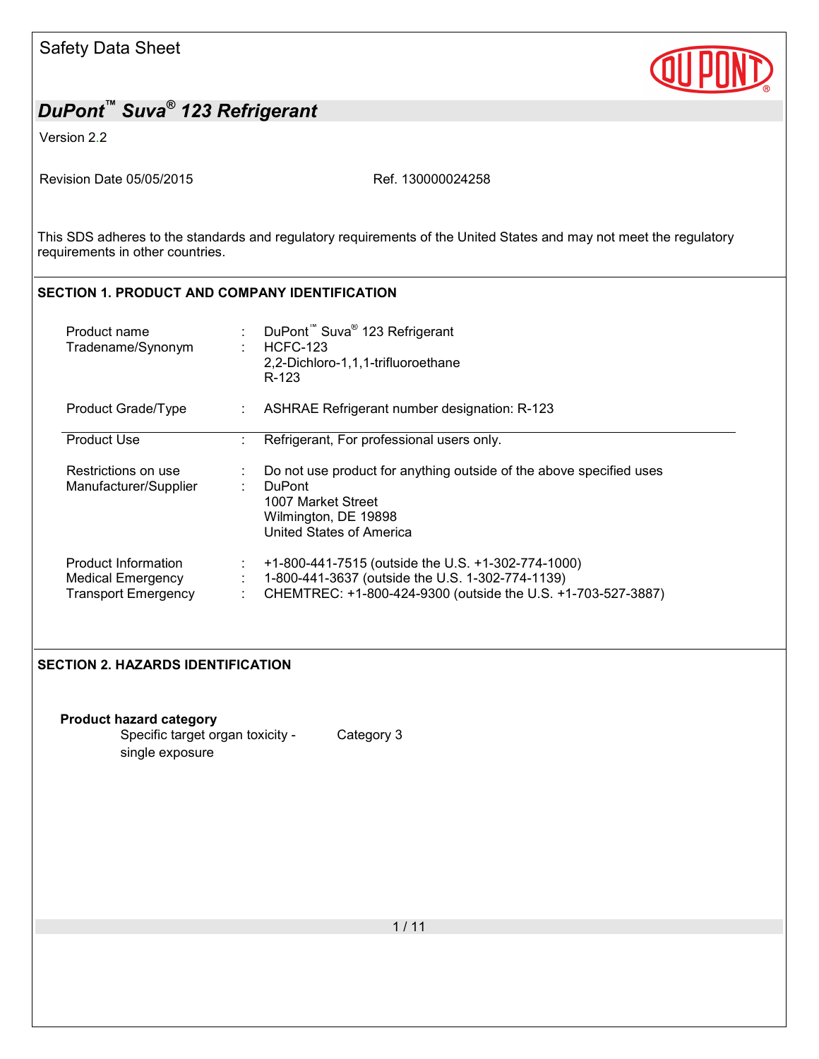Safety Data Sheet

# DuPont™ Suva® 123 Refrigerant

Version 2.2

Revision Date 05/05/2015 Ref. 130000024258

This SDS adheres to the standards and regulatory requirements of the United States and may not meet the regulatory requirements in other countries.

## SECTION 1. PRODUCT AND COMPANY IDENTIFICATION

| | | |
|---|---|---|
| Product name | : | DuPont™ Suva® 123 Refrigerant |
| Tradename/Synonym | : | HCFC-123<br>2,2-Dichloro-1,1,1-trifluoroethane<br>R-123 |
| Product Grade/Type | : | ASHRAE Refrigerant number designation: R-123 |
| Product Use | : | Refrigerant, For professional users only. |
| Restrictions on use | : | Do not use product for anything outside of the above specified uses |
| Manufacturer/Supplier | : | DuPont<br>1007 Market Street<br>Wilmington, DE 19898<br>United States of America |
| Product Information | : | +1-800-441-7515 (outside the U.S. +1-302-774-1000) |
| Medical Emergency | : | 1-800-441-3637 (outside the U.S. 1-302-774-1139) |
| Transport Emergency | : | CHEMTREC: +1-800-424-9300 (outside the U.S. +1-703-527-3887) |

## SECTION 2. HAZARDS IDENTIFICATION

**Product hazard category**

| | |
|---|---|
| Specific target organ toxicity - single exposure | Category 3 |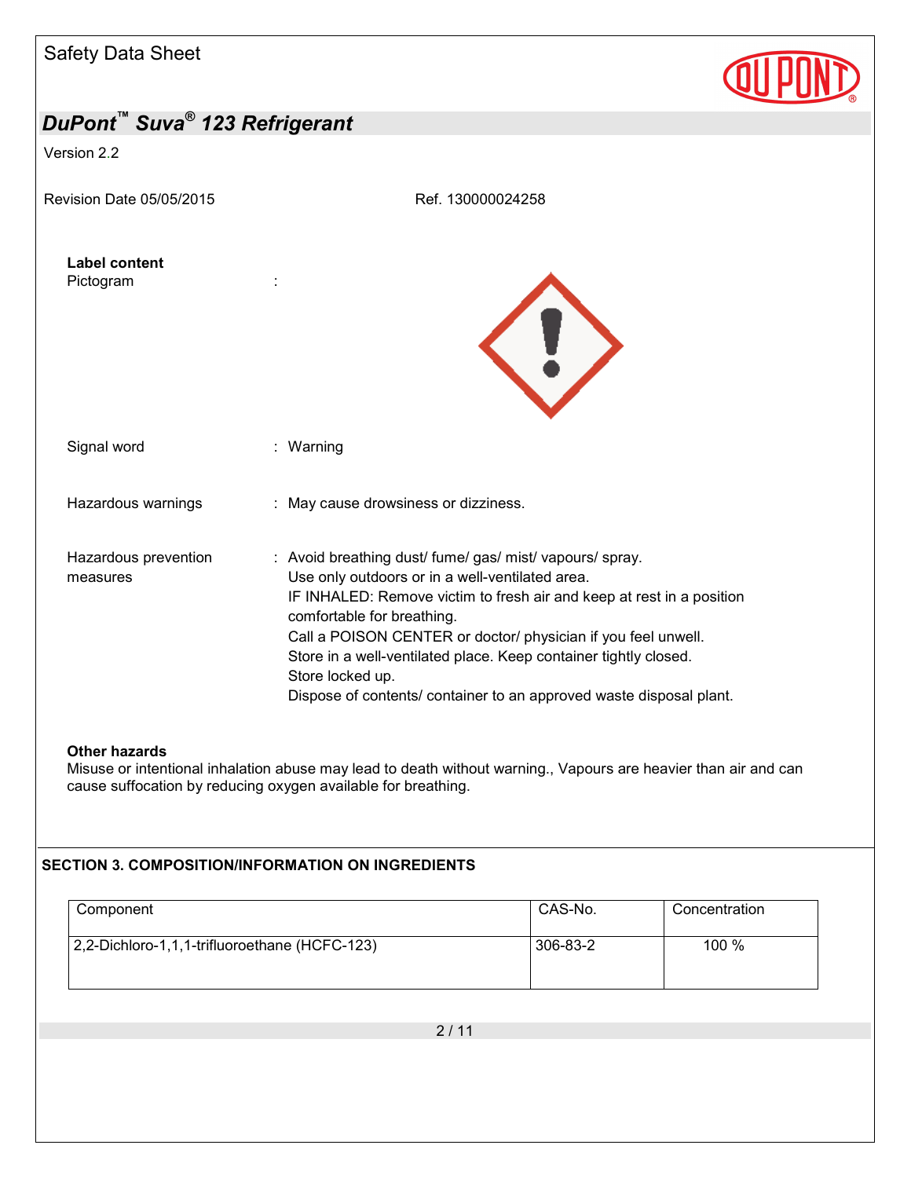**Label content**

Pictogram :

Signal word : Warning

Hazardous warnings : May cause drowsiness or dizziness.

Hazardous prevention measures : Avoid breathing dust/ fume/ gas/ mist/ vapours/ spray.
Use only outdoors or in a well-ventilated area.
IF INHALED: Remove victim to fresh air and keep at rest in a position comfortable for breathing.
Call a POISON CENTER or doctor/ physician if you feel unwell.
Store in a well-ventilated place. Keep container tightly closed.
Store locked up.
Dispose of contents/ container to an approved waste disposal plant.

**Other hazards**

Misuse or intentional inhalation abuse may lead to death without warning., Vapours are heavier than air and can cause suffocation by reducing oxygen available for breathing.

## SECTION 3. COMPOSITION/INFORMATION ON INGREDIENTS

| Component | CAS-No. | Concentration |
|---|---|---|
| 2,2-Dichloro-1,1,1-trifluoroethane (HCFC-123) | 306-83-2 | 100 % |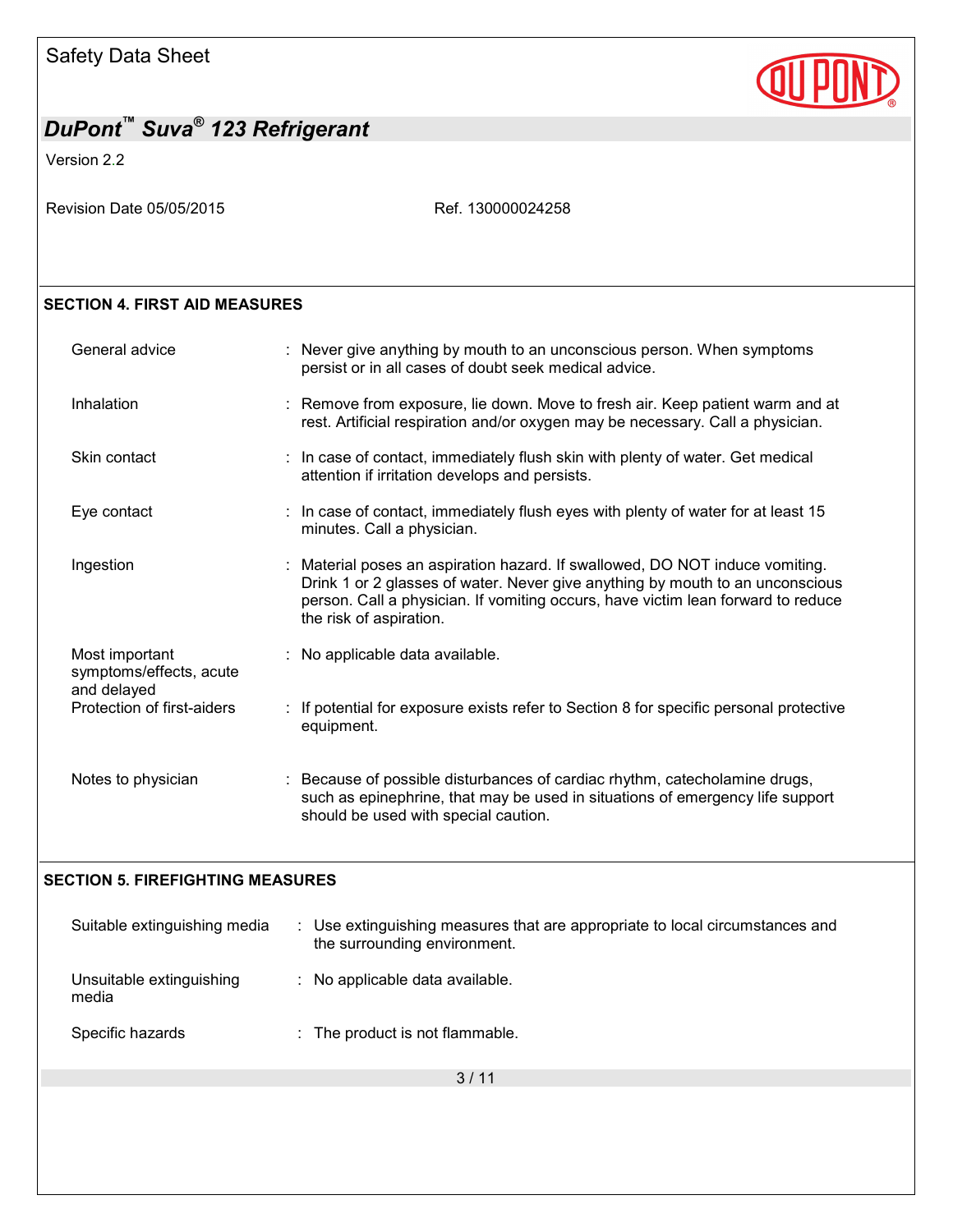## SECTION 4. FIRST AID MEASURES

| | |
|---|---|
| General advice | : Never give anything by mouth to an unconscious person. When symptoms persist or in all cases of doubt seek medical advice. |
| Inhalation | : Remove from exposure, lie down. Move to fresh air. Keep patient warm and at rest. Artificial respiration and/or oxygen may be necessary. Call a physician. |
| Skin contact | : In case of contact, immediately flush skin with plenty of water. Get medical attention if irritation develops and persists. |
| Eye contact | : In case of contact, immediately flush eyes with plenty of water for at least 15 minutes. Call a physician. |
| Ingestion | : Material poses an aspiration hazard. If swallowed, DO NOT induce vomiting. Drink 1 or 2 glasses of water. Never give anything by mouth to an unconscious person. Call a physician. If vomiting occurs, have victim lean forward to reduce the risk of aspiration. |
| Most important symptoms/effects, acute and delayed | : No applicable data available. |
| Protection of first-aiders | : If potential for exposure exists refer to Section 8 for specific personal protective equipment. |
| Notes to physician | : Because of possible disturbances of cardiac rhythm, catecholamine drugs, such as epinephrine, that may be used in situations of emergency life support should be used with special caution. |

## SECTION 5. FIREFIGHTING MEASURES

| | |
|---|---|
| Suitable extinguishing media | : Use extinguishing measures that are appropriate to local circumstances and the surrounding environment. |
| Unsuitable extinguishing media | : No applicable data available. |
| Specific hazards | : The product is not flammable. |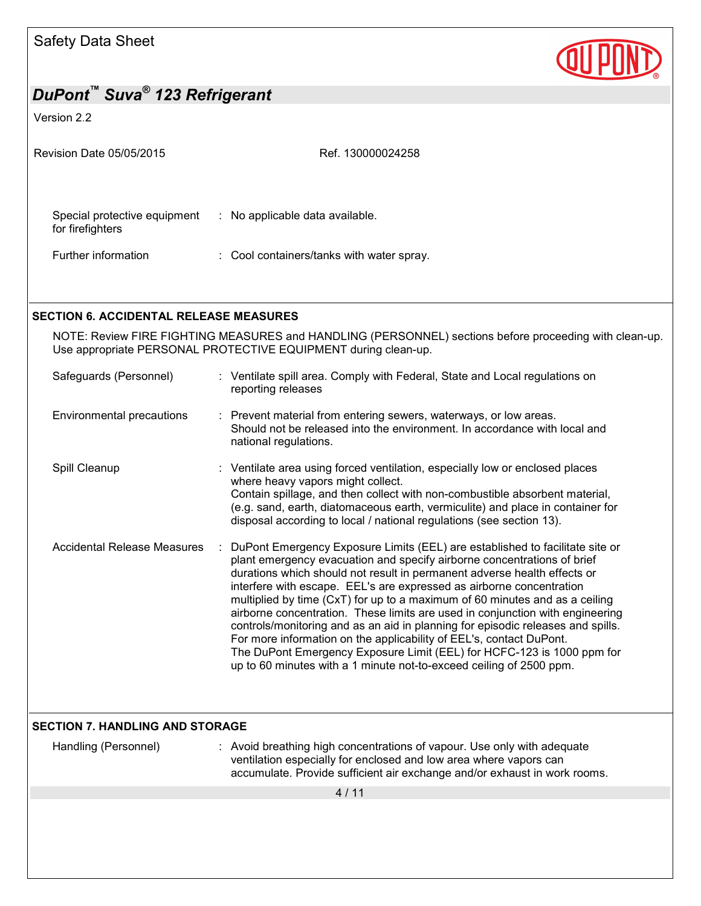| | | |
|---|---|---|
| Special protective equipment for firefighters | : | No applicable data available. |
| Further information | : | Cool containers/tanks with water spray. |

## SECTION 6. ACCIDENTAL RELEASE MEASURES

NOTE: Review FIRE FIGHTING MEASURES and HANDLING (PERSONNEL) sections before proceeding with clean-up. Use appropriate PERSONAL PROTECTIVE EQUIPMENT during clean-up.

| | | |
|---|---|---|
| Safeguards (Personnel) | : | Ventilate spill area. Comply with Federal, State and Local regulations on reporting releases |
| Environmental precautions | : | Prevent material from entering sewers, waterways, or low areas. Should not be released into the environment. In accordance with local and national regulations. |
| Spill Cleanup | : | Ventilate area using forced ventilation, especially low or enclosed places where heavy vapors might collect. Contain spillage, and then collect with non-combustible absorbent material, (e.g. sand, earth, diatomaceous earth, vermiculite) and place in container for disposal according to local / national regulations (see section 13). |
| Accidental Release Measures | : | DuPont Emergency Exposure Limits (EEL) are established to facilitate site or plant emergency evacuation and specify airborne concentrations of brief durations which should not result in permanent adverse health effects or interfere with escape. EEL's are expressed as airborne concentration multiplied by time (CxT) for up to a maximum of 60 minutes and as a ceiling airborne concentration. These limits are used in conjunction with engineering controls/monitoring and as an aid in planning for episodic releases and spills. For more information on the applicability of EEL's, contact DuPont. The DuPont Emergency Exposure Limit (EEL) for HCFC-123 is 1000 ppm for up to 60 minutes with a 1 minute not-to-exceed ceiling of 2500 ppm. |

## SECTION 7. HANDLING AND STORAGE

| | | |
|---|---|---|
| Handling (Personnel) | : | Avoid breathing high concentrations of vapour. Use only with adequate ventilation especially for enclosed and low area where vapors can accumulate. Provide sufficient air exchange and/or exhaust in work rooms. |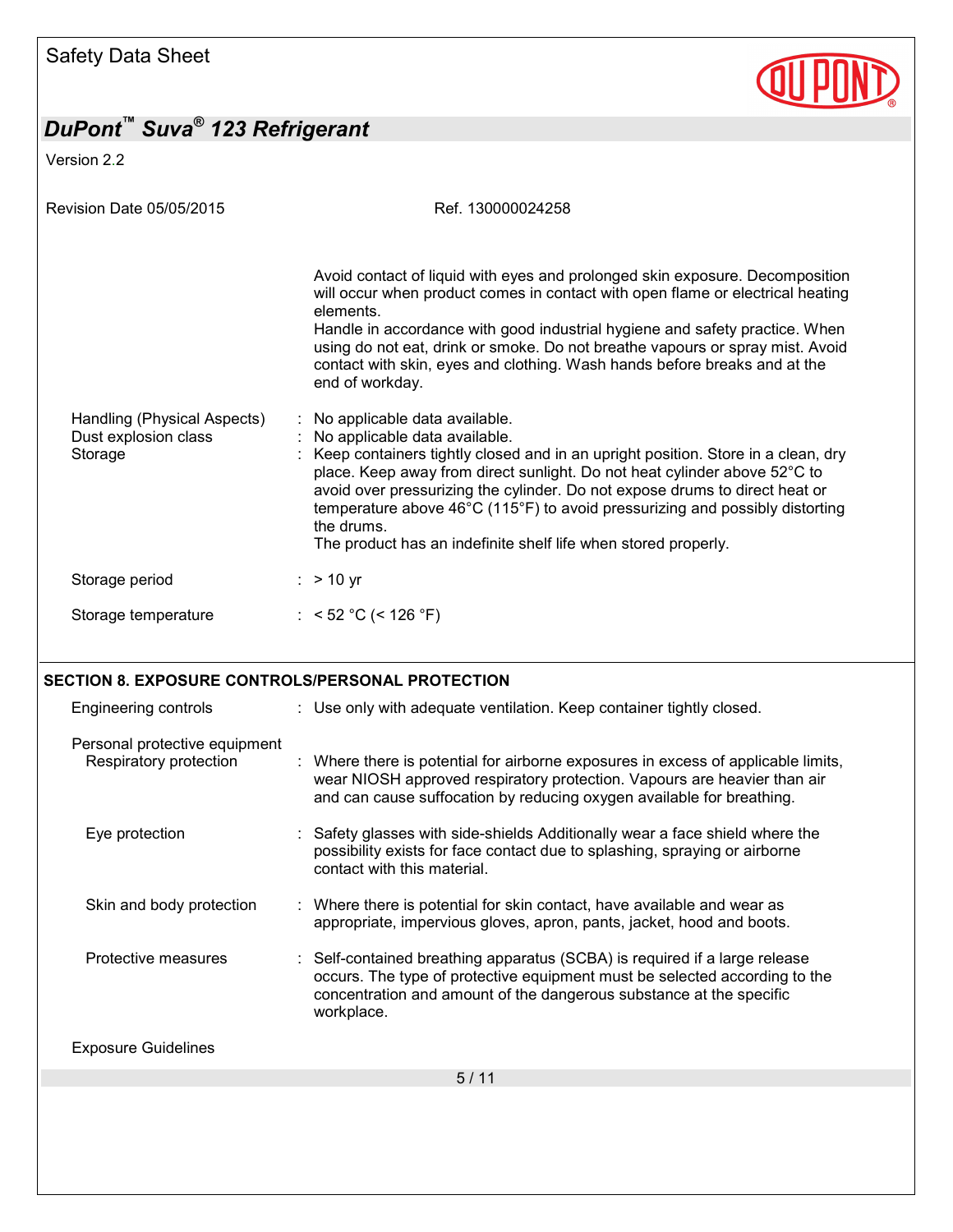Avoid contact of liquid with eyes and prolonged skin exposure. Decomposition will occur when product comes in contact with open flame or electrical heating elements.
Handle in accordance with good industrial hygiene and safety practice. When using do not eat, drink or smoke. Do not breathe vapours or spray mist. Avoid contact with skin, eyes and clothing. Wash hands before breaks and at the end of workday.

Handling (Physical Aspects) : No applicable data available.

Dust explosion class : No applicable data available.

Storage : Keep containers tightly closed and in an upright position. Store in a clean, dry place. Keep away from direct sunlight. Do not heat cylinder above 52°C to avoid over pressurizing the cylinder. Do not expose drums to direct heat or temperature above 46°C (115°F) to avoid pressurizing and possibly distorting the drums.
The product has an indefinite shelf life when stored properly.

Storage period : > 10 yr

Storage temperature : < 52 °C (< 126 °F)

## SECTION 8. EXPOSURE CONTROLS/PERSONAL PROTECTION

Engineering controls : Use only with adequate ventilation. Keep container tightly closed.

Personal protective equipment

Respiratory protection : Where there is potential for airborne exposures in excess of applicable limits, wear NIOSH approved respiratory protection. Vapours are heavier than air and can cause suffocation by reducing oxygen available for breathing.

Eye protection : Safety glasses with side-shields Additionally wear a face shield where the possibility exists for face contact due to splashing, spraying or airborne contact with this material.

Skin and body protection : Where there is potential for skin contact, have available and wear as appropriate, impervious gloves, apron, pants, jacket, hood and boots.

Protective measures : Self-contained breathing apparatus (SCBA) is required if a large release occurs. The type of protective equipment must be selected according to the concentration and amount of the dangerous substance at the specific workplace.

Exposure Guidelines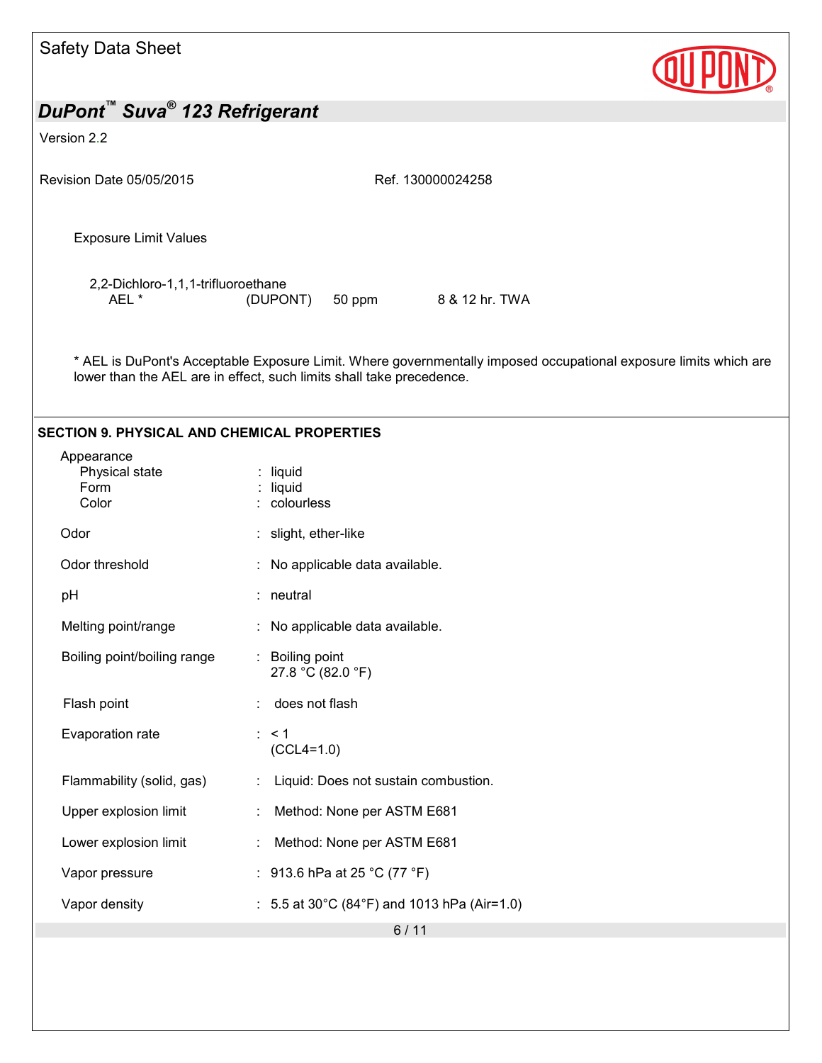Exposure Limit Values

| | | | |
|---|---|---|---|
| 2,2-Dichloro-1,1,1-trifluoroethane | | | |
| AEL * | (DUPONT) | 50 ppm | 8 & 12 hr. TWA |

* AEL is DuPont's Acceptable Exposure Limit. Where governmentally imposed occupational exposure limits which are lower than the AEL are in effect, such limits shall take precedence.

## SECTION 9. PHYSICAL AND CHEMICAL PROPERTIES

Appearance

- Physical state : liquid
- Form : liquid
- Color : colourless

Odor : slight, ether-like

Odor threshold : No applicable data available.

pH : neutral

Melting point/range : No applicable data available.

Boiling point/boiling range : Boiling point
27.8 °C (82.0 °F)

Flash point : does not flash

Evaporation rate : < 1
(CCL4=1.0)

Flammability (solid, gas) : Liquid: Does not sustain combustion.

Upper explosion limit : Method: None per ASTM E681

Lower explosion limit : Method: None per ASTM E681

Vapor pressure : 913.6 hPa at 25 °C (77 °F)

Vapor density : 5.5 at 30°C (84°F) and 1013 hPa (Air=1.0)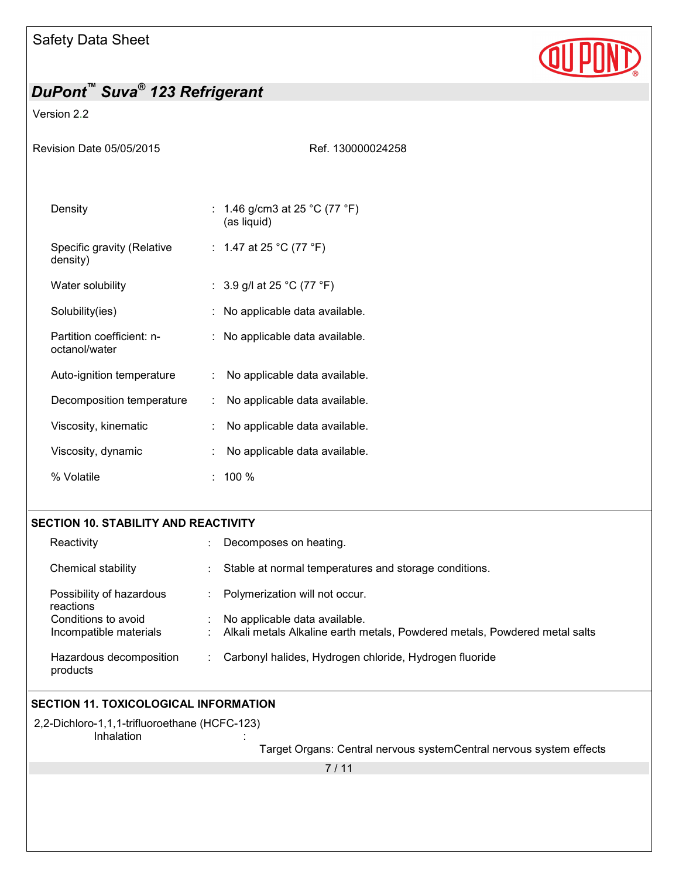| | | |
|---|---|---|
| Density | : | 1.46 g/cm3 at 25 °C (77 °F) (as liquid) |
| Specific gravity (Relative density) | : | 1.47 at 25 °C (77 °F) |
| Water solubility | : | 3.9 g/l at 25 °C (77 °F) |
| Solubility(ies) | : | No applicable data available. |
| Partition coefficient: n-octanol/water | : | No applicable data available. |
| Auto-ignition temperature | : | No applicable data available. |
| Decomposition temperature | : | No applicable data available. |
| Viscosity, kinematic | : | No applicable data available. |
| Viscosity, dynamic | : | No applicable data available. |
| % Volatile | : | 100 % |

## SECTION 10. STABILITY AND REACTIVITY

| | | |
|---|---|---|
| Reactivity | : | Decomposes on heating. |
| Chemical stability | : | Stable at normal temperatures and storage conditions. |
| Possibility of hazardous reactions | : | Polymerization will not occur. |
| Conditions to avoid | : | No applicable data available. |
| Incompatible materials | : | Alkali metals Alkaline earth metals, Powdered metals, Powdered metal salts |
| Hazardous decomposition products | : | Carbonyl halides, Hydrogen chloride, Hydrogen fluoride |

## SECTION 11. TOXICOLOGICAL INFORMATION

2,2-Dichloro-1,1,1-trifluoroethane (HCFC-123)

Inhalation :

Target Organs: Central nervous systemCentral nervous system effects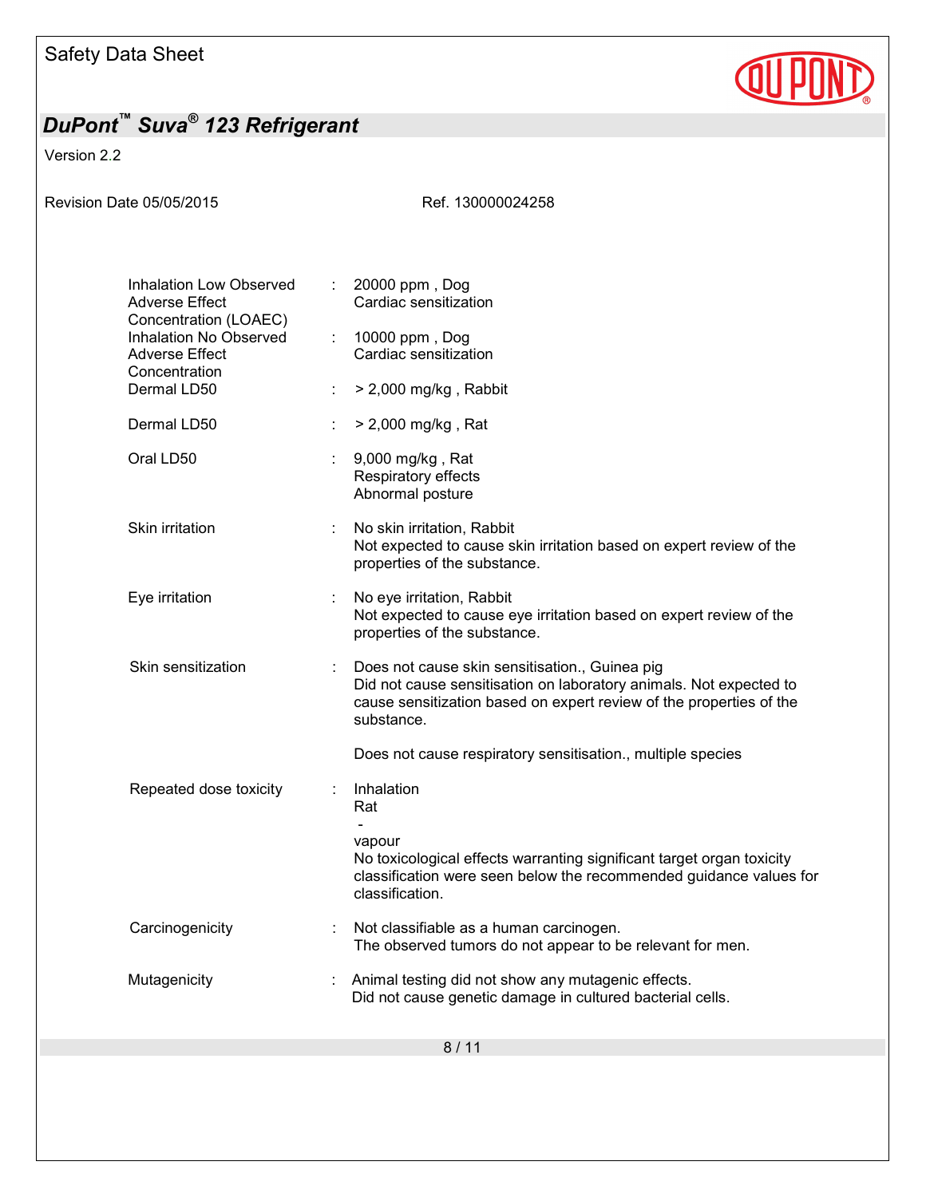| | | |
|---|---|---|
| Inhalation Low Observed Adverse Effect Concentration (LOAEC) | : | 20000 ppm , Dog<br>Cardiac sensitization |
| Inhalation No Observed Adverse Effect Concentration | : | 10000 ppm , Dog<br>Cardiac sensitization |
| Dermal LD50 | : | > 2,000 mg/kg , Rabbit |
| Dermal LD50 | : | > 2,000 mg/kg , Rat |
| Oral LD50 | : | 9,000 mg/kg , Rat<br>Respiratory effects<br>Abnormal posture |
| Skin irritation | : | No skin irritation, Rabbit<br>Not expected to cause skin irritation based on expert review of the properties of the substance. |
| Eye irritation | : | No eye irritation, Rabbit<br>Not expected to cause eye irritation based on expert review of the properties of the substance. |
| Skin sensitization | : | Does not cause skin sensitisation., Guinea pig<br>Did not cause sensitisation on laboratory animals. Not expected to cause sensitization based on expert review of the properties of the substance.<br><br>Does not cause respiratory sensitisation., multiple species |
| Repeated dose toxicity | : | Inhalation<br>Rat<br>-<br>vapour<br>No toxicological effects warranting significant target organ toxicity classification were seen below the recommended guidance values for classification. |
| Carcinogenicity | : | Not classifiable as a human carcinogen.<br>The observed tumors do not appear to be relevant for men. |
| Mutagenicity | : | Animal testing did not show any mutagenic effects.<br>Did not cause genetic damage in cultured bacterial cells. |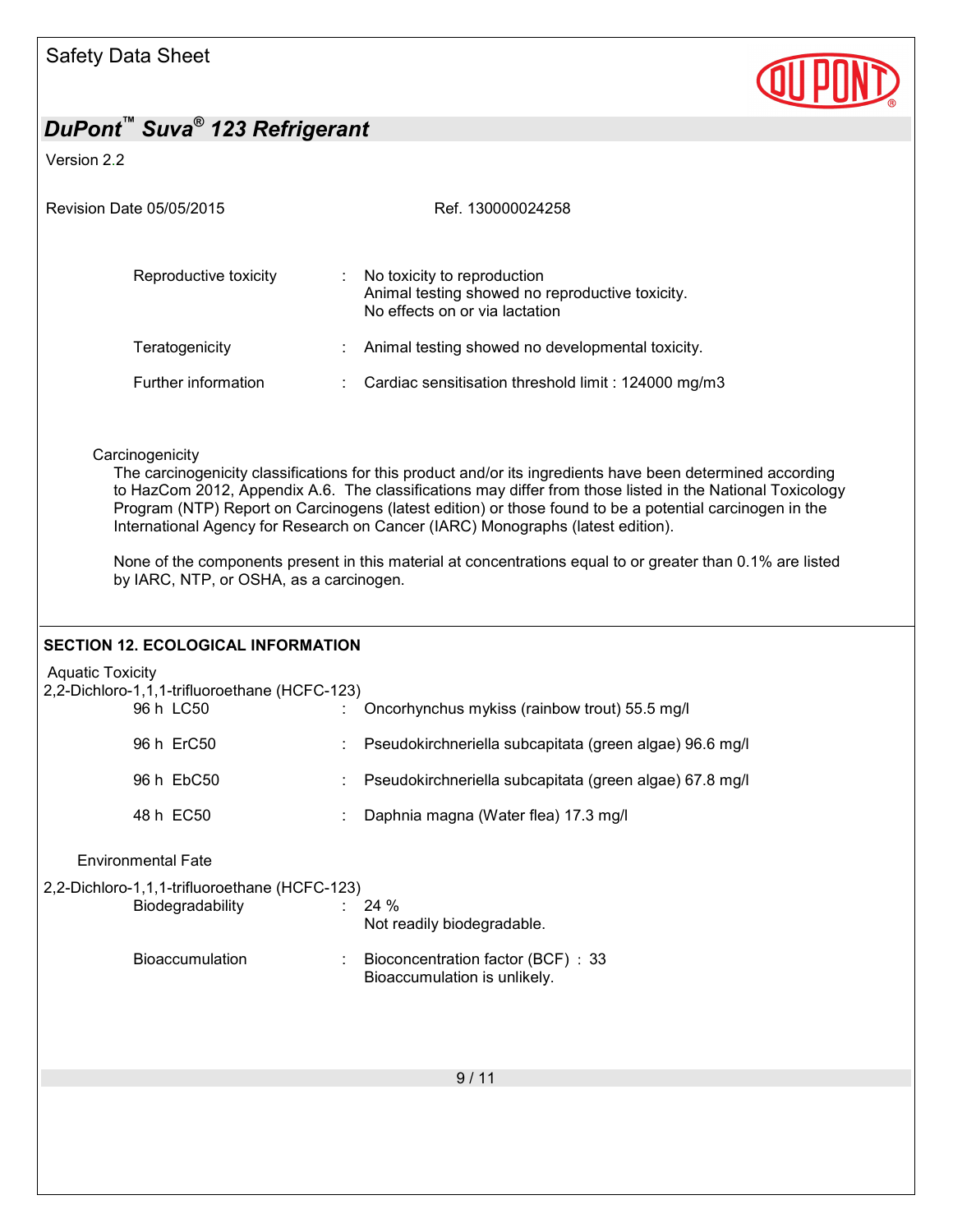| | | |
|---|---|---|
| Reproductive toxicity | : | No toxicity to reproduction<br>Animal testing showed no reproductive toxicity.<br>No effects on or via lactation |
| Teratogenicity | : | Animal testing showed no developmental toxicity. |
| Further information | : | Cardiac sensitisation threshold limit : 124000 mg/m3 |

Carcinogenicity

The carcinogenicity classifications for this product and/or its ingredients have been determined according to HazCom 2012, Appendix A.6. The classifications may differ from those listed in the National Toxicology Program (NTP) Report on Carcinogens (latest edition) or those found to be a potential carcinogen in the International Agency for Research on Cancer (IARC) Monographs (latest edition).

None of the components present in this material at concentrations equal to or greater than 0.1% are listed by IARC, NTP, or OSHA, as a carcinogen.

## SECTION 12. ECOLOGICAL INFORMATION

Aquatic Toxicity

2,2-Dichloro-1,1,1-trifluoroethane (HCFC-123)

| | | |
|---|---|---|
| 96 h LC50 | : | Oncorhynchus mykiss (rainbow trout) 55.5 mg/l |
| 96 h ErC50 | : | Pseudokirchneriella subcapitata (green algae) 96.6 mg/l |
| 96 h EbC50 | : | Pseudokirchneriella subcapitata (green algae) 67.8 mg/l |
| 48 h EC50 | : | Daphnia magna (Water flea) 17.3 mg/l |

Environmental Fate

2,2-Dichloro-1,1,1-trifluoroethane (HCFC-123)

| | | |
|---|---|---|
| Biodegradability | : | 24 %<br>Not readily biodegradable. |
| Bioaccumulation | : | Bioconcentration factor (BCF) : 33<br>Bioaccumulation is unlikely. |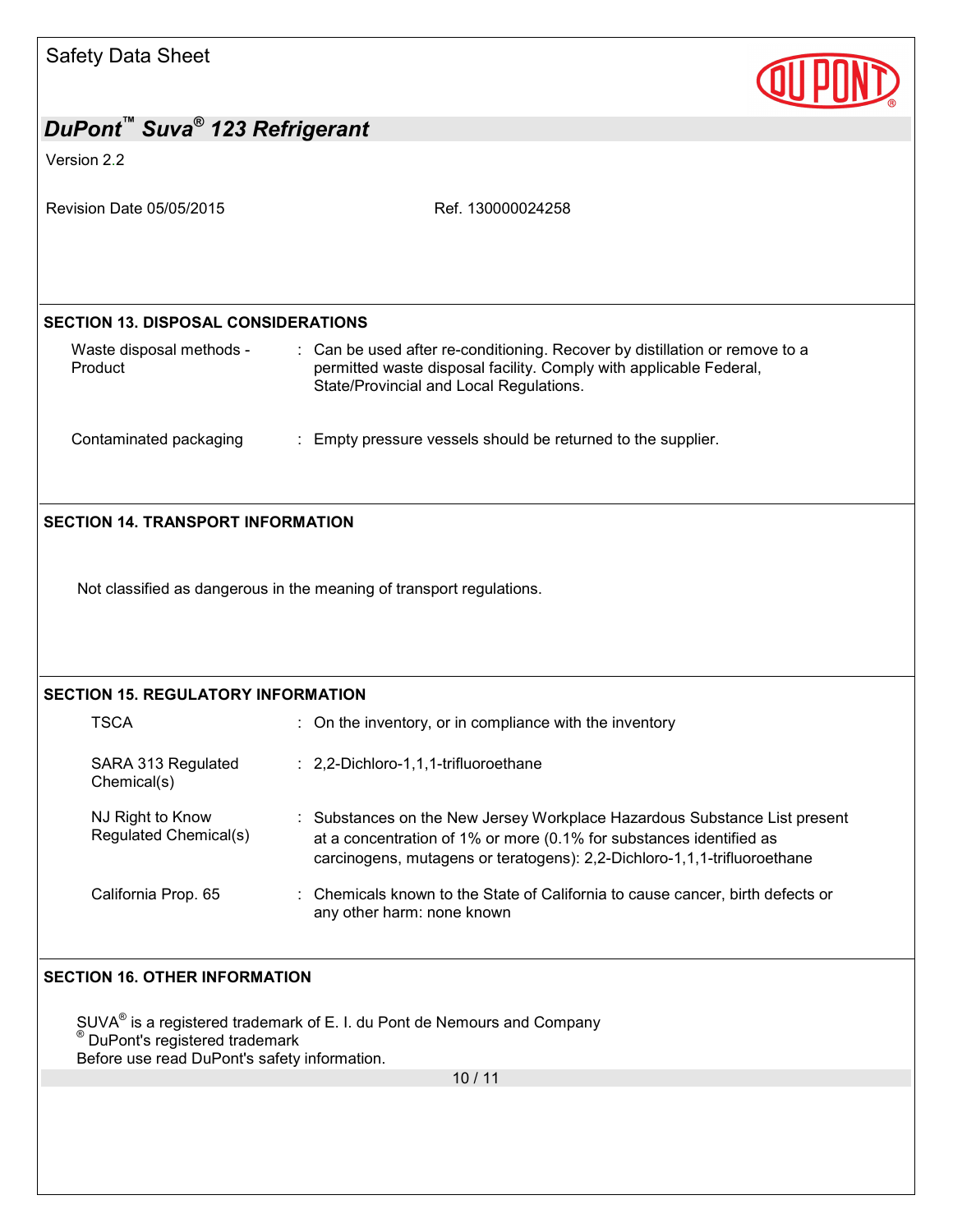## SECTION 13. DISPOSAL CONSIDERATIONS

| | |
|---|---|
| Waste disposal methods - Product | : Can be used after re-conditioning. Recover by distillation or remove to a permitted waste disposal facility. Comply with applicable Federal, State/Provincial and Local Regulations. |
| Contaminated packaging | : Empty pressure vessels should be returned to the supplier. |

## SECTION 14. TRANSPORT INFORMATION

Not classified as dangerous in the meaning of transport regulations.

## SECTION 15. REGULATORY INFORMATION

| | |
|---|---|
| TSCA | : On the inventory, or in compliance with the inventory |
| SARA 313 Regulated Chemical(s) | : 2,2-Dichloro-1,1,1-trifluoroethane |
| NJ Right to Know Regulated Chemical(s) | : Substances on the New Jersey Workplace Hazardous Substance List present at a concentration of 1% or more (0.1% for substances identified as carcinogens, mutagens or teratogens): 2,2-Dichloro-1,1,1-trifluoroethane |
| California Prop. 65 | : Chemicals known to the State of California to cause cancer, birth defects or any other harm: none known |

## SECTION 16. OTHER INFORMATION

SUVA® is a registered trademark of E. I. du Pont de Nemours and Company
® DuPont's registered trademark
Before use read DuPont's safety information.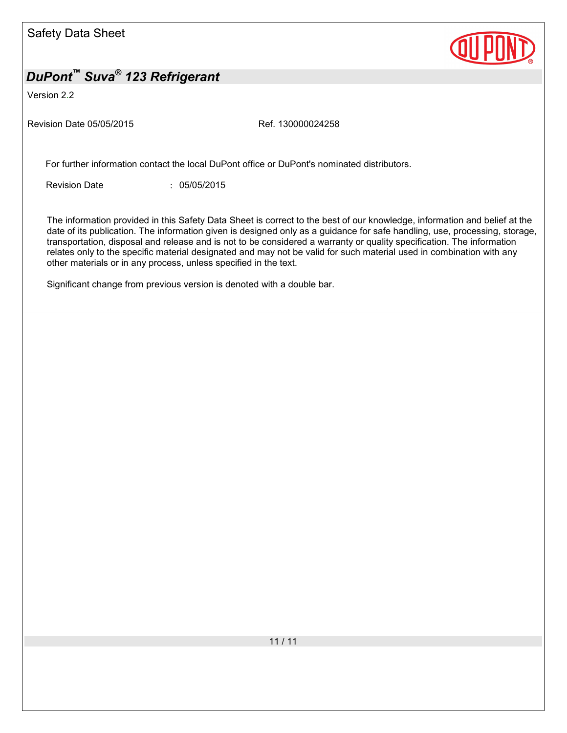For further information contact the local DuPont office or DuPont's nominated distributors.

Revision Date : 05/05/2015

The information provided in this Safety Data Sheet is correct to the best of our knowledge, information and belief at the date of its publication. The information given is designed only as a guidance for safe handling, use, processing, storage, transportation, disposal and release and is not to be considered a warranty or quality specification. The information relates only to the specific material designated and may not be valid for such material used in combination with any other materials or in any process, unless specified in the text.

Significant change from previous version is denoted with a double bar.